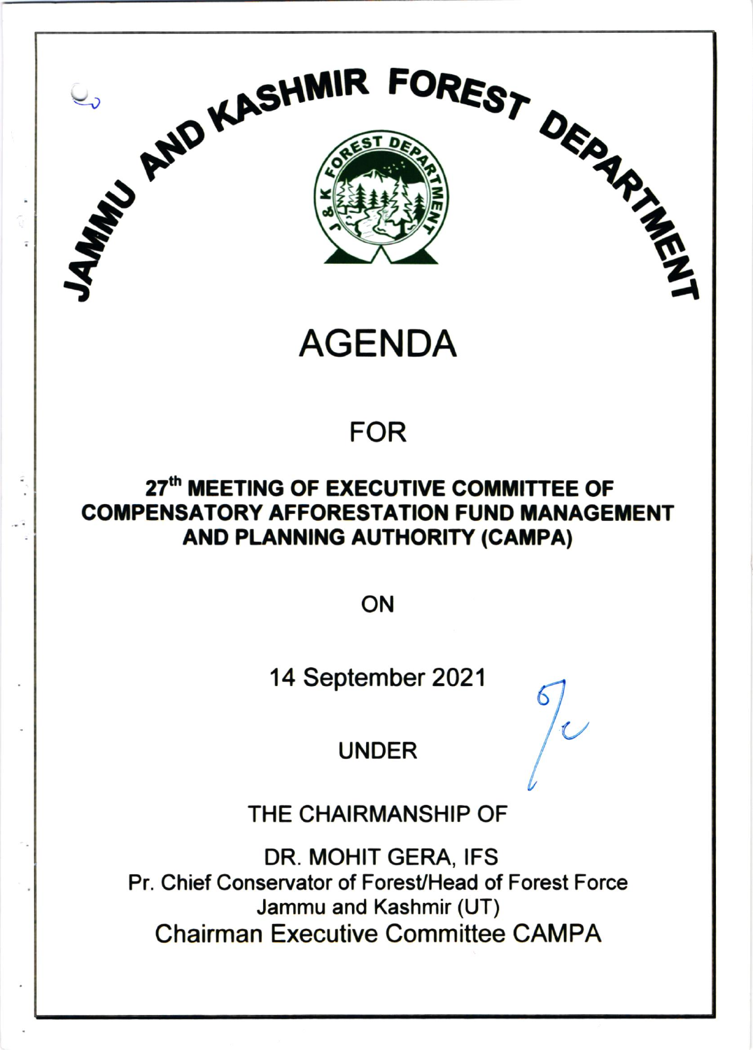# JAMMU AND KASHMIR FOREST DEPARTMENT

# AGENDA

## FOR

### 27th MEETING OF EXECUTIVE COMMITTEE OF COMPENSATORY AFFORESTATION FUND MANAGEMENT AND PLANNING AUTHORITY (CAMPA)

ON

14 September 2021

UNDER

THE CHAIRMANSHIP OF

DR. MOHIT GERA, IFS
Pr. Chief Conservator of Forest/Head of Forest Force
Jammu and Kashmir (UT)
Chairman Executive Committee CAMPA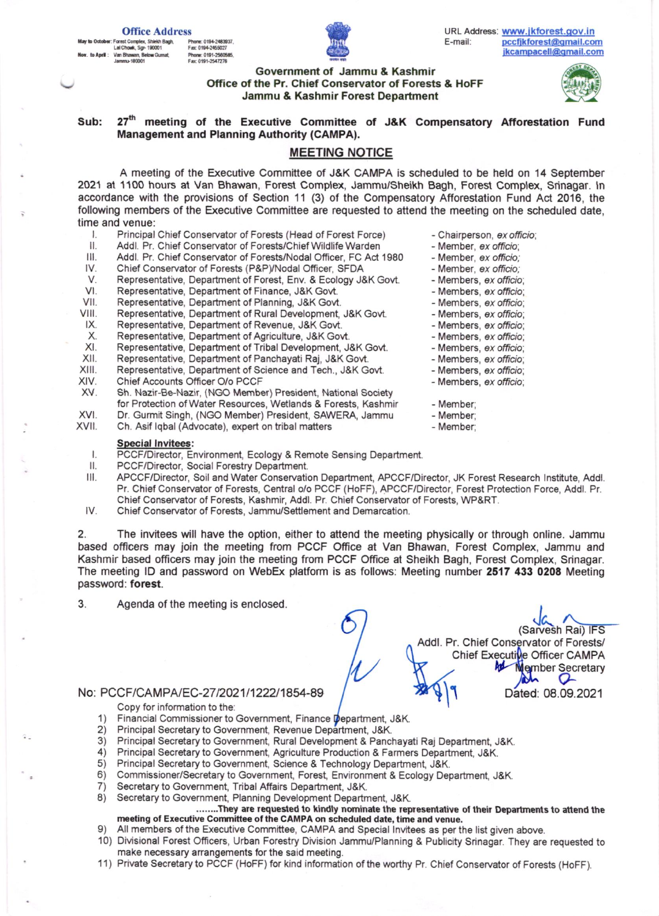Office Address

May to October: Forest Complex, Shiekh Bagh, Lal Chowk, Sgr- 190001 Phone: 0194-2483937, Fax: 0194-2455027

Nov. to April: Van Bhawan, Below Gumat, Jammu-180001 Phone: 0191-2560585, Fax: 0191-2547276

URL Address: www.jkforest.gov.in

E-mail: pccfjkforest@gmail.com
jkcampacell@gmail.com

**Government of Jammu & Kashmir**
**Office of the Pr. Chief Conservator of Forests & HoFF**
**Jammu & Kashmir Forest Department**

**Sub: 27th meeting of the Executive Committee of J&K Compensatory Afforestation Fund Management and Planning Authority (CAMPA).**

## MEETING NOTICE

A meeting of the Executive Committee of J&K CAMPA is scheduled to be held on 14 September 2021 at 1100 hours at Van Bhawan, Forest Complex, Jammu/Sheikh Bagh, Forest Complex, Srinagar. In accordance with the provisions of Section 11 (3) of the Compensatory Afforestation Fund Act 2016, the following members of the Executive Committee are requested to attend the meeting on the scheduled date, time and venue:

| | | |
|---|---|---|
| I. | Principal Chief Conservator of Forests (Head of Forest Force) | - Chairperson, *ex officio*; |
| II. | Addl. Pr. Chief Conservator of Forests/Chief Wildlife Warden | - Member, *ex officio*; |
| III. | Addl. Pr. Chief Conservator of Forests/Nodal Officer, FC Act 1980 | - Member, *ex officio;* |
| IV. | Chief Conservator of Forests (P&P)/Nodal Officer, SFDA | - Member, *ex officio;* |
| V. | Representative, Department of Forest, Env. & Ecology J&K Govt. | - Members, *ex officio*; |
| VI. | Representative, Department of Finance, J&K Govt. | - Members, *ex officio*; |
| VII. | Representative, Department of Planning, J&K Govt. | - Members, *ex officio*; |
| VIII. | Representative, Department of Rural Development, J&K Govt. | - Members, *ex officio*; |
| IX. | Representative, Department of Revenue, J&K Govt. | - Members, *ex officio*; |
| X. | Representative, Department of Agriculture, J&K Govt. | - Members, *ex officio*; |
| XI. | Representative, Department of Tribal Development, J&K Govt. | - Members, *ex officio*; |
| XII. | Representative, Department of Panchayati Raj, J&K Govt. | - Members, *ex officio*; |
| XIII. | Representative, Department of Science and Tech., J&K Govt. | - Members, *ex officio*; |
| XIV. | Chief Accounts Officer O/o PCCF | - Members, *ex officio*; |
| XV. | Sh. Nazir-Be-Nazir, (NGO Member) President, National Society for Protection of Water Resources, Wetlands & Forests, Kashmir | - Member; |
| XVI. | Dr. Gurmit Singh, (NGO Member) President, SAWERA, Jammu | - Member; |
| XVII. | Ch. Asif Iqbal (Advocate), expert on tribal matters | - Member; |

**Special Invitees:**

I. PCCF/Director, Environment, Ecology & Remote Sensing Department.

II. PCCF/Director, Social Forestry Department.

III. APCCF/Director, Soil and Water Conservation Department, APCCF/Director, JK Forest Research Institute, Addl. Pr. Chief Conservator of Forests, Central o/o PCCF (HoFF), APCCF/Director, Forest Protection Force, Addl. Pr. Chief Conservator of Forests, Kashmir, Addl. Pr. Chief Conservator of Forests, WP&RT.

IV. Chief Conservator of Forests, Jammu/Settlement and Demarcation.

2. The invitees will have the option, either to attend the meeting physically or through online. Jammu based officers may join the meeting from PCCF Office at Van Bhawan, Forest Complex, Jammu and Kashmir based officers may join the meeting from PCCF Office at Sheikh Bagh, Forest Complex, Srinagar. The meeting ID and password on WebEx platform is as follows: Meeting number **2517 433 0208** Meeting password: **forest**.

3. Agenda of the meeting is enclosed.

(Sarvesh Rai) IFS
Addl. Pr. Chief Conservator of Forests/
Chief Executive Officer CAMPA
Member Secretary

No: PCCF/CAMPA/EC-27/2021/1222/1854-89

Dated: 08.09.2021

Copy for information to the:

1) Financial Commissioner to Government, Finance Department, J&K.
2) Principal Secretary to Government, Revenue Department, J&K.
3) Principal Secretary to Government, Rural Development & Panchayati Raj Department, J&K.
4) Principal Secretary to Government, Agriculture Production & Farmers Department, J&K.
5) Principal Secretary to Government, Science & Technology Department, J&K.
6) Commissioner/Secretary to Government, Forest, Environment & Ecology Department, J&K.
7) Secretary to Government, Tribal Affairs Department, J&K.
8) Secretary to Government, Planning Development Department, J&K.

**........They are requested to kindly nominate the representative of their Departments to attend the meeting of Executive Committee of the CAMPA on scheduled date, time and venue.**

9) All members of the Executive Committee, CAMPA and Special Invitees as per the list given above.
10) Divisional Forest Officers, Urban Forestry Division Jammu/Planning & Publicity Srinagar. They are requested to make necessary arrangements for the said meeting.
11) Private Secretary to PCCF (HoFF) for kind information of the worthy Pr. Chief Conservator of Forests (HoFF).